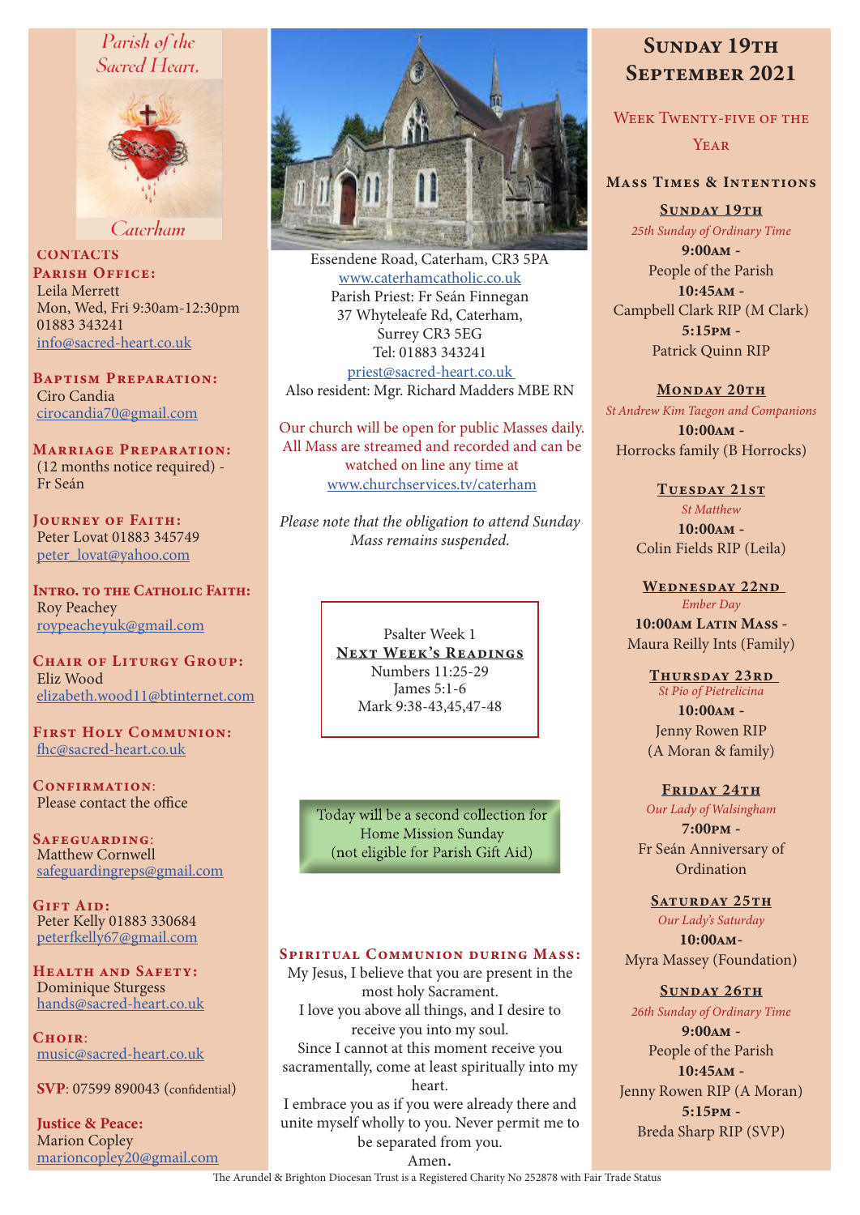Parish of the Sacred Heart, Caterham

## CONTACTS

**Parish Office:**
Leila Merrett
Mon, Wed, Fri 9:30am-12:30pm
01883 343241
info@sacred-heart.co.uk

**Baptism Preparation:**
Ciro Candia
cirocandia70@gmail.com

**Marriage Preparation:**
(12 months notice required) - Fr Seán

**Journey of Faith:**
Peter Lovat 01883 345749
peter_lovat@yahoo.com

**Intro. to the Catholic Faith:**
Roy Peachey
roypeacheyuk@gmail.com

**Chair of Liturgy Group:**
Eliz Wood
elizabeth.wood11@btinternet.com

**First Holy Communion:**
fhc@sacred-heart.co.uk

**Confirmation:**
Please contact the office

**Safeguarding:**
Matthew Cornwell
safeguardingreps@gmail.com

**Gift Aid:**
Peter Kelly 01883 330684
peterfkelly67@gmail.com

**Health and Safety:**
Dominique Sturgess
hands@sacred-heart.co.uk

**Choir:**
music@sacred-heart.co.uk

**SVP**: 07599 890043 (confidential)

**Justice & Peace:**
Marion Copley
marioncopley20@gmail.com

---

Essendene Road, Caterham, CR3 5PA
www.caterhamcatholic.co.uk
Parish Priest: Fr Seán Finnegan
37 Whyteleafe Rd, Caterham,
Surrey CR3 5EG
Tel: 01883 343241
priest@sacred-heart.co.uk
Also resident: Mgr. Richard Madders MBE RN

Our church will be open for public Masses daily. All Mass are streamed and recorded and can be watched on line any time at www.churchservices.tv/caterham

*Please note that the obligation to attend Sunday Mass remains suspended.*

Psalter Week 1

**Next Week's Readings**
Numbers 11:25-29
James 5:1-6
Mark 9:38-43,45,47-48

Today will be a second collection for Home Mission Sunday
(not eligible for Parish Gift Aid)

### Spiritual Communion during Mass:

My Jesus, I believe that you are present in the most holy Sacrament.
I love you above all things, and I desire to receive you into my soul.
Since I cannot at this moment receive you sacramentally, come at least spiritually into my heart.
I embrace you as if you were already there and unite myself wholly to you. Never permit me to be separated from you.
Amen.

---

# Sunday 19th September 2021

## Week Twenty-five of the Year

### Mass Times & Intentions

**Sunday 19th**
*25th Sunday of Ordinary Time*
**9:00am** - People of the Parish
**10:45am** - Campbell Clark RIP (M Clark)
**5:15pm** - Patrick Quinn RIP

**Monday 20th**
*St Andrew Kim Taegon and Companions*
**10:00am** - Horrocks family (B Horrocks)

**Tuesday 21st**
*St Matthew*
**10:00am** - Colin Fields RIP (Leila)

**Wednesday 22nd**
*Ember Day*
**10:00am Latin Mass** - Maura Reilly Ints (Family)

**Thursday 23rd**
*St Pio of Pietrelicina*
**10:00am** - Jenny Rowen RIP (A Moran & family)

**Friday 24th**
*Our Lady of Walsingham*
**7:00pm** - Fr Seán Anniversary of Ordination

**Saturday 25th**
*Our Lady's Saturday*
**10:00am** - Myra Massey (Foundation)

**Sunday 26th**
*26th Sunday of Ordinary Time*
**9:00am** - People of the Parish
**10:45am** - Jenny Rowen RIP (A Moran)
**5:15pm** - Breda Sharp RIP (SVP)

The Arundel & Brighton Diocesan Trust is a Registered Charity No 252878 with Fair Trade Status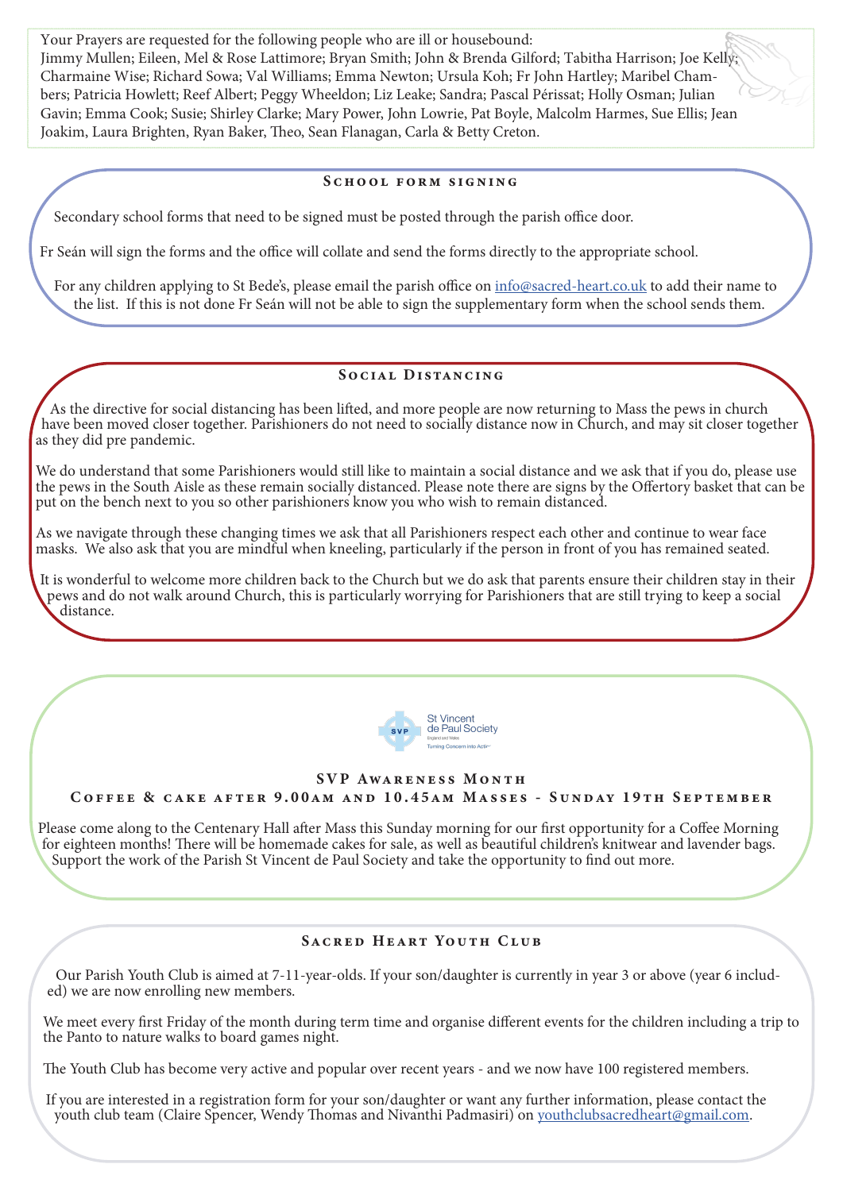Your Prayers are requested for the following people who are ill or housebound:
Jimmy Mullen; Eileen, Mel & Rose Lattimore; Bryan Smith; John & Brenda Gilford; Tabitha Harrison; Joe Kelly; Charmaine Wise; Richard Sowa; Val Williams; Emma Newton; Ursula Koh; Fr John Hartley; Maribel Chambers; Patricia Howlett; Reef Albert; Peggy Wheeldon; Liz Leake; Sandra; Pascal Périssat; Holly Osman; Julian Gavin; Emma Cook; Susie; Shirley Clarke; Mary Power, John Lowrie, Pat Boyle, Malcolm Harmes, Sue Ellis; Jean Joakim, Laura Brighten, Ryan Baker, Theo, Sean Flanagan, Carla & Betty Creton.

## School form signing

Secondary school forms that need to be signed must be posted through the parish office door.

Fr Seán will sign the forms and the office will collate and send the forms directly to the appropriate school.

For any children applying to St Bede's, please email the parish office on info@sacred-heart.co.uk to add their name to the list. If this is not done Fr Seán will not be able to sign the supplementary form when the school sends them.

## Social Distancing

As the directive for social distancing has been lifted, and more people are now returning to Mass the pews in church have been moved closer together. Parishioners do not need to socially distance now in Church, and may sit closer together as they did pre pandemic.

We do understand that some Parishioners would still like to maintain a social distance and we ask that if you do, please use the pews in the South Aisle as these remain socially distanced. Please note there are signs by the Offertory basket that can be put on the bench next to you so other parishioners know you who wish to remain distanced.

As we navigate through these changing times we ask that all Parishioners respect each other and continue to wear face masks. We also ask that you are mindful when kneeling, particularly if the person in front of you has remained seated.

It is wonderful to welcome more children back to the Church but we do ask that parents ensure their children stay in their pews and do not walk around Church, this is particularly worrying for Parishioners that are still trying to keep a social distance.

St Vincent de Paul Society
England and Wales
Turning Concern into Action

## SVP Awareness Month
### Coffee & cake after 9.00am and 10.45am Masses - Sunday 19th September

Please come along to the Centenary Hall after Mass this Sunday morning for our first opportunity for a Coffee Morning for eighteen months! There will be homemade cakes for sale, as well as beautiful children's knitwear and lavender bags. Support the work of the Parish St Vincent de Paul Society and take the opportunity to find out more.

## Sacred Heart Youth Club

Our Parish Youth Club is aimed at 7-11-year-olds. If your son/daughter is currently in year 3 or above (year 6 included) we are now enrolling new members.

We meet every first Friday of the month during term time and organise different events for the children including a trip to the Panto to nature walks to board games night.

The Youth Club has become very active and popular over recent years - and we now have 100 registered members.

If you are interested in a registration form for your son/daughter or want any further information, please contact the youth club team (Claire Spencer, Wendy Thomas and Nivanthi Padmasiri) on youthclubsacredheart@gmail.com.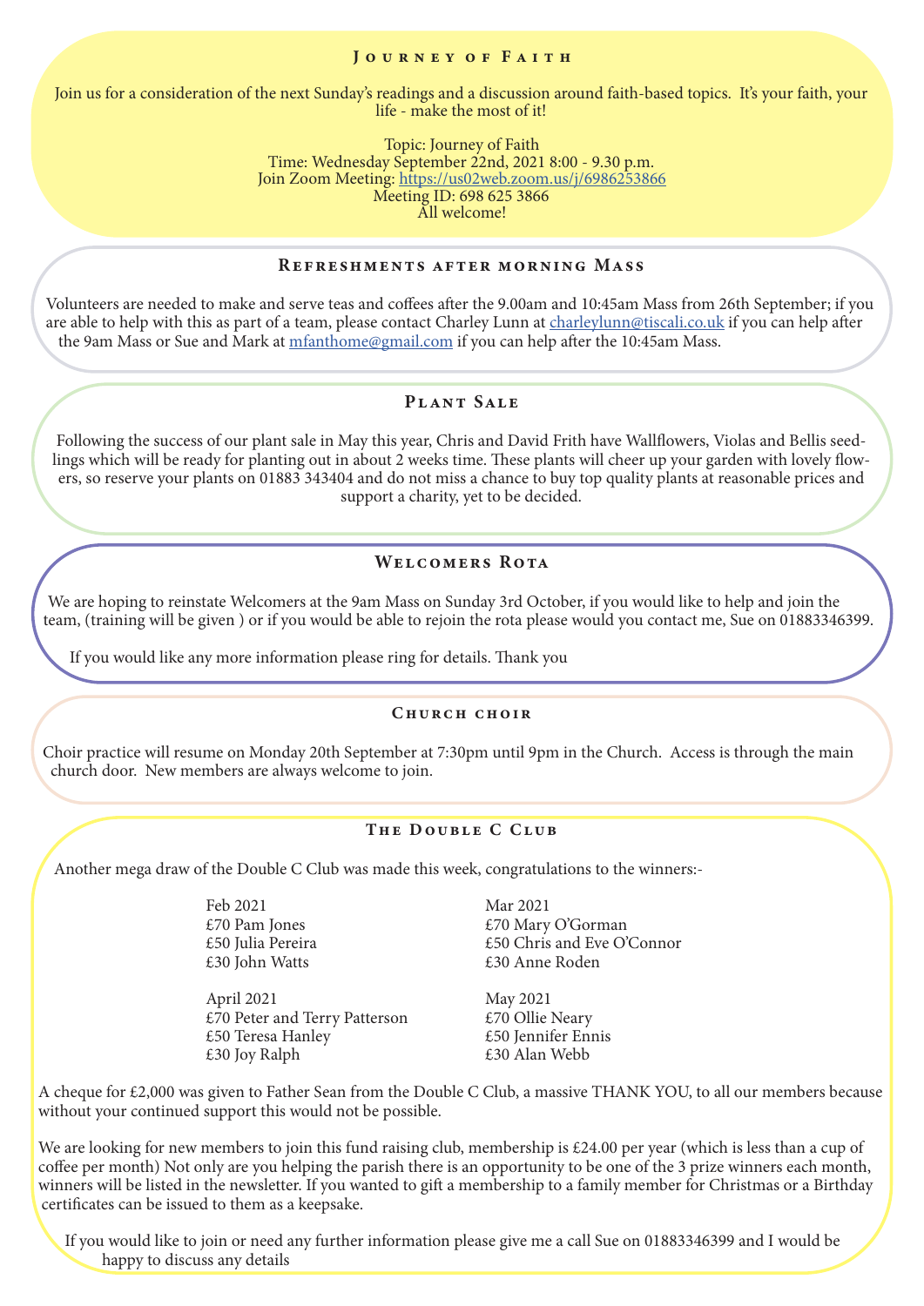## Journey of Faith

Join us for a consideration of the next Sunday's readings and a discussion around faith-based topics. It's your faith, your life - make the most of it!

Topic: Journey of Faith
Time: Wednesday September 22nd, 2021 8:00 - 9.30 p.m.
Join Zoom Meeting: https://us02web.zoom.us/j/6986253866
Meeting ID: 698 625 3866
All welcome!

## Refreshments after morning Mass

Volunteers are needed to make and serve teas and coffees after the 9.00am and 10:45am Mass from 26th September; if you are able to help with this as part of a team, please contact Charley Lunn at charleylunn@tiscali.co.uk if you can help after the 9am Mass or Sue and Mark at mfanthome@gmail.com if you can help after the 10:45am Mass.

## Plant Sale

Following the success of our plant sale in May this year, Chris and David Frith have Wallflowers, Violas and Bellis seedlings which will be ready for planting out in about 2 weeks time. These plants will cheer up your garden with lovely flowers, so reserve your plants on 01883 343404 and do not miss a chance to buy top quality plants at reasonable prices and support a charity, yet to be decided.

## Welcomers Rota

We are hoping to reinstate Welcomers at the 9am Mass on Sunday 3rd October, if you would like to help and join the team, (training will be given ) or if you would be able to rejoin the rota please would you contact me, Sue on 01883346399.

If you would like any more information please ring for details. Thank you

## Church choir

Choir practice will resume on Monday 20th September at 7:30pm until 9pm in the Church. Access is through the main church door. New members are always welcome to join.

## The Double C Club

Another mega draw of the Double C Club was made this week, congratulations to the winners:-

Feb 2021
£70 Pam Jones
£50 Julia Pereira
£30 John Watts

Mar 2021
£70 Mary O'Gorman
£50 Chris and Eve O'Connor
£30 Anne Roden

April 2021
£70 Peter and Terry Patterson
£50 Teresa Hanley
£30 Joy Ralph

May 2021
£70 Ollie Neary
£50 Jennifer Ennis
£30 Alan Webb

A cheque for £2,000 was given to Father Sean from the Double C Club, a massive THANK YOU, to all our members because without your continued support this would not be possible.

We are looking for new members to join this fund raising club, membership is £24.00 per year (which is less than a cup of coffee per month) Not only are you helping the parish there is an opportunity to be one of the 3 prize winners each month, winners will be listed in the newsletter. If you wanted to gift a membership to a family member for Christmas or a Birthday certificates can be issued to them as a keepsake.

If you would like to join or need any further information please give me a call Sue on 01883346399 and I would be happy to discuss any details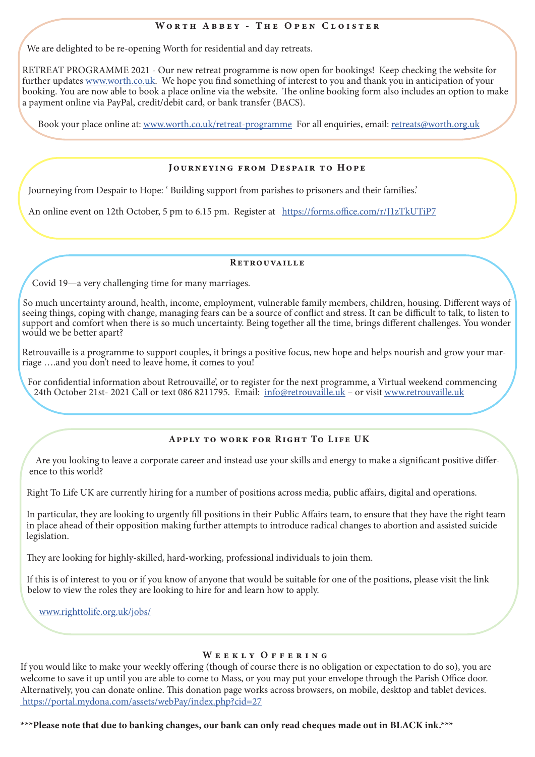## Worth Abbey - The Open Cloister

We are delighted to be re-opening Worth for residential and day retreats.

RETREAT PROGRAMME 2021 - Our new retreat programme is now open for bookings! Keep checking the website for further updates www.worth.co.uk. We hope you find something of interest to you and thank you in anticipation of your booking. You are now able to book a place online via the website. The online booking form also includes an option to make a payment online via PayPal, credit/debit card, or bank transfer (BACS).

Book your place online at: www.worth.co.uk/retreat-programme For all enquiries, email: retreats@worth.org.uk

## Journeying from Despair to Hope

Journeying from Despair to Hope: ' Building support from parishes to prisoners and their families.'

An online event on 12th October, 5 pm to 6.15 pm. Register at https://forms.office.com/r/J1zTkUTiP7

## Retrouvaille

Covid 19—a very challenging time for many marriages.

So much uncertainty around, health, income, employment, vulnerable family members, children, housing. Different ways of seeing things, coping with change, managing fears can be a source of conflict and stress. It can be difficult to talk, to listen to support and comfort when there is so much uncertainty. Being together all the time, brings different challenges. You wonder would we be better apart?

Retrouvaille is a programme to support couples, it brings a positive focus, new hope and helps nourish and grow your marriage ….and you don't need to leave home, it comes to you!

For confidential information about Retrouvaille', or to register for the next programme, a Virtual weekend commencing 24th October 21st- 2021 Call or text 086 8211795. Email: info@retrouvaille.uk – or visit www.retrouvaille.uk

## Apply to work for Right To Life UK

Are you looking to leave a corporate career and instead use your skills and energy to make a significant positive difference to this world?

Right To Life UK are currently hiring for a number of positions across media, public affairs, digital and operations.

In particular, they are looking to urgently fill positions in their Public Affairs team, to ensure that they have the right team in place ahead of their opposition making further attempts to introduce radical changes to abortion and assisted suicide legislation.

They are looking for highly-skilled, hard-working, professional individuals to join them.

If this is of interest to you or if you know of anyone that would be suitable for one of the positions, please visit the link below to view the roles they are looking to hire for and learn how to apply.

www.righttolife.org.uk/jobs/

## Weekly Offering

If you would like to make your weekly offering (though of course there is no obligation or expectation to do so), you are welcome to save it up until you are able to come to Mass, or you may put your envelope through the Parish Office door. Alternatively, you can donate online. This donation page works across browsers, on mobile, desktop and tablet devices. https://portal.mydona.com/assets/webPay/index.php?cid=27

**\*\*\*Please note that due to banking changes, our bank can only read cheques made out in BLACK ink.\*\*\***